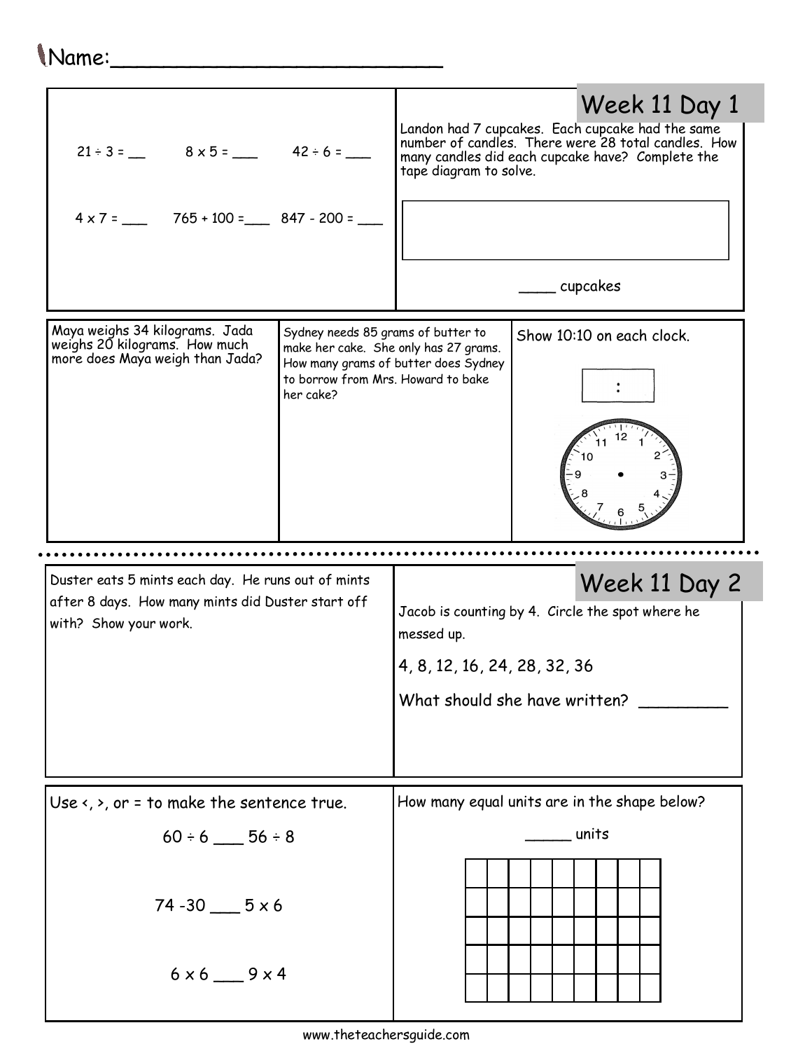Name:___________________________

## Week 11 Day 1

$21 \div 3 =$ __ $8 \times 5 =$ ___ $42 \div 6 =$ ___

$4 \times 7 =$ ___ $765 + 100 =$ ___ $847 - 200 =$ ___

Landon had 7 cupcakes. Each cupcake had the same number of candles. There were 28 total candles. How many candles did each cupcake have? Complete the tape diagram to solve.

____ cupcakes

Maya weighs 34 kilograms. Jada weighs 20 kilograms. How much more does Maya weigh than Jada?

Sydney needs 85 grams of butter to make her cake. She only has 27 grams. How many grams of butter does Sydney to borrow from Mrs. Howard to bake her cake?

Show 10:10 on each clock.

:

## Week 11 Day 2

Duster eats 5 mints each day. He runs out of mints after 8 days. How many mints did Duster start off with? Show your work.

Jacob is counting by 4. Circle the spot where he messed up.

4, 8, 12, 16, 24, 28, 32, 36

What should she have written? _________

Use <, >, or = to make the sentence true.

$60 \div 6$ ___ $56 \div 8$

$74 - 30$ ___ $5 \times 6$

$6 \times 6$ ___ $9 \times 4$

How many equal units are in the shape below?

_____ units

www.theteachersguide.com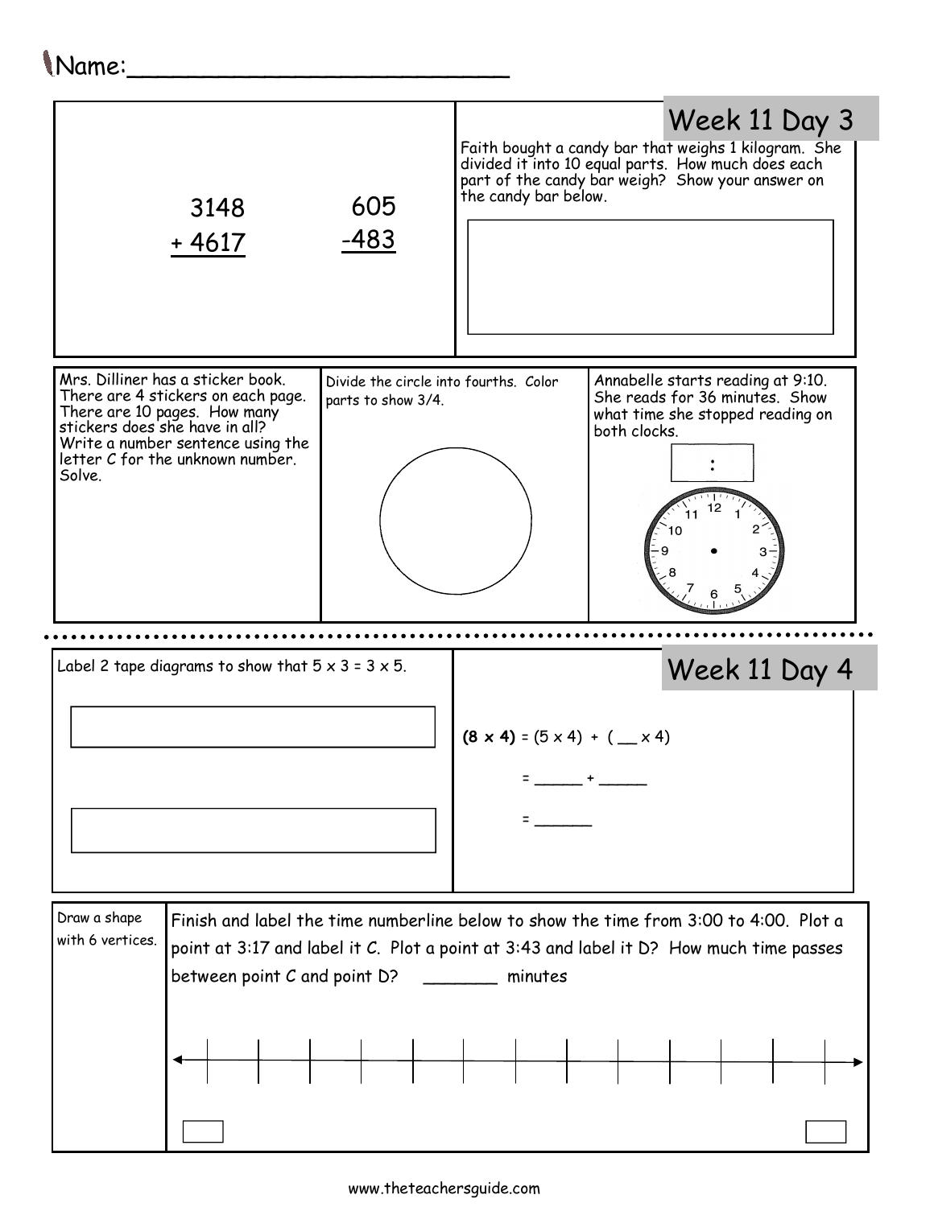Name:___________________________

## Week 11 Day 3

$$\begin{array}{r} 3148 \\ +\ 4617 \\ \hline \end{array} \qquad \begin{array}{r} 605 \\ -483 \\ \hline \end{array}$$

Faith bought a candy bar that weighs 1 kilogram. She divided it into 10 equal parts. How much does each part of the candy bar weigh? Show your answer on the candy bar below.

Mrs. Dilliner has a sticker book. There are 4 stickers on each page. There are 10 pages. How many stickers does she have in all? Write a number sentence using the letter C for the unknown number. Solve.

Divide the circle into fourths. Color parts to show 3/4.

Annabelle starts reading at 9:10. She reads for 36 minutes. Show what time she stopped reading on both clocks.

:

## Week 11 Day 4

Label 2 tape diagrams to show that $5 \times 3 = 3 \times 5$.

**(8 x 4)** = (5 x 4) + ( __ x 4)

= _____ + _____

= ______

Draw a shape with 6 vertices.

Finish and label the time numberline below to show the time from 3:00 to 4:00. Plot a point at 3:17 and label it C. Plot a point at 3:43 and label it D? How much time passes between point C and point D? _______ minutes

www.theteachersguide.com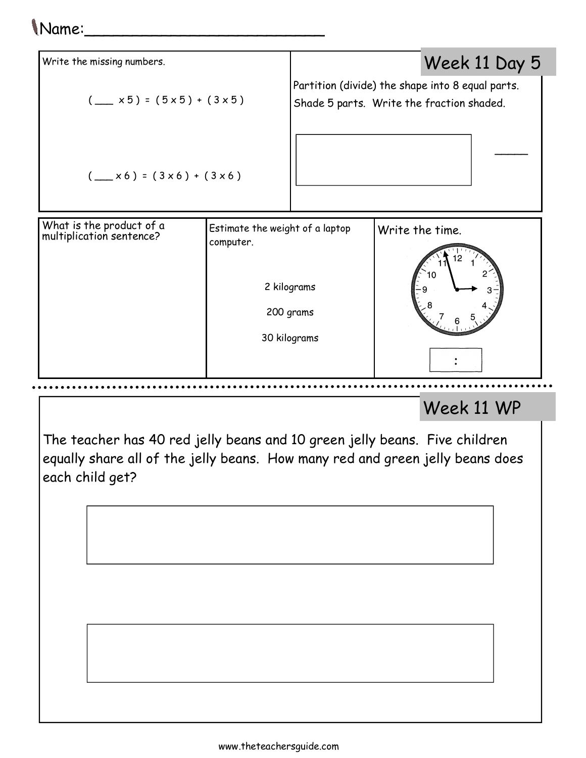Name:___________________________

## Week 11 Day 5

Write the missing numbers.

$( \_\_\_ \times 5 ) = ( 5 \times 5 ) + ( 3 \times 5 )$

$( \_\_\_ \times 6 ) = ( 3 \times 6 ) + ( 3 \times 6 )$

Partition (divide) the shape into 8 equal parts. Shade 5 parts. Write the fraction shaded.

_____

What is the product of a multiplication sentence?

Estimate the weight of a laptop computer.

2 kilograms

200 grams

30 kilograms

Write the time.

12
1
2
3
4
5
6
7
8
9
10
11

:

## Week 11 WP

The teacher has 40 red jelly beans and 10 green jelly beans. Five children equally share all of the jelly beans. How many red and green jelly beans does each child get?

www.theteachersguide.com